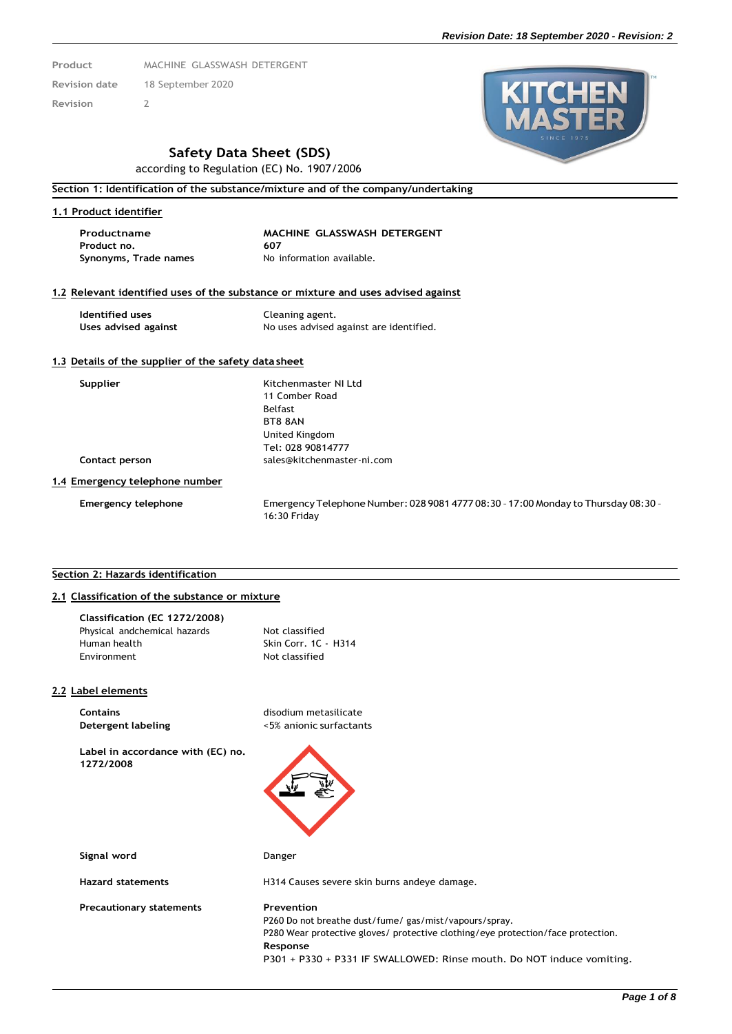| Product | MACHINE GLASSWASH DETERGENT |
| --- | --- |
| Revision date | 18 September 2020 |
| Revision | 2 |

# Safety Data Sheet (SDS)

according to Regulation (EC) No. 1907/2006

## Section 1: Identification of the substance/mixture and of the company/undertaking

### 1.1 Product identifier

| | |
| --- | --- |
| **Productname** | **MACHINE GLASSWASH DETERGENT** |
| **Product no.** | **607** |
| **Synonyms, Trade names** | No information available. |

### 1.2 Relevant identified uses of the substance or mixture and uses advised against

| | |
| --- | --- |
| **Identified uses** | Cleaning agent. |
| **Uses advised against** | No uses advised against are identified. |

### 1.3 Details of the supplier of the safety data sheet

| | |
| --- | --- |
| **Supplier** | Kitchenmaster NI Ltd<br>11 Comber Road<br>Belfast<br>BT8 8AN<br>United Kingdom<br>Tel: 028 90814777 |
| **Contact person** | sales@kitchenmaster-ni.com |

### 1.4 Emergency telephone number

| | |
| --- | --- |
| **Emergency telephone** | Emergency Telephone Number: 028 9081 4777 08:30 - 17:00 Monday to Thursday 08:30 - 16:30 Friday |

## Section 2: Hazards identification

### 2.1 Classification of the substance or mixture

**Classification (EC 1272/2008)**

| | |
| --- | --- |
| Physical andchemical hazards | Not classified |
| Human health | Skin Corr. 1C - H314 |
| Environment | Not classified |

### 2.2 Label elements

| | |
| --- | --- |
| **Contains** | disodium metasilicate |
| **Detergent labeling** | <5% anionic surfactants |

**Label in accordance with (EC) no. 1272/2008**

| | |
| --- | --- |
| **Signal word** | Danger |
| **Hazard statements** | H314 Causes severe skin burns andeye damage. |

**Precautionary statements**

**Prevention**

P260 Do not breathe dust/fume/ gas/mist/vapours/spray.

P280 Wear protective gloves/ protective clothing/eye protection/face protection.

**Response**

P301 + P330 + P331 IF SWALLOWED: Rinse mouth. Do NOT induce vomiting.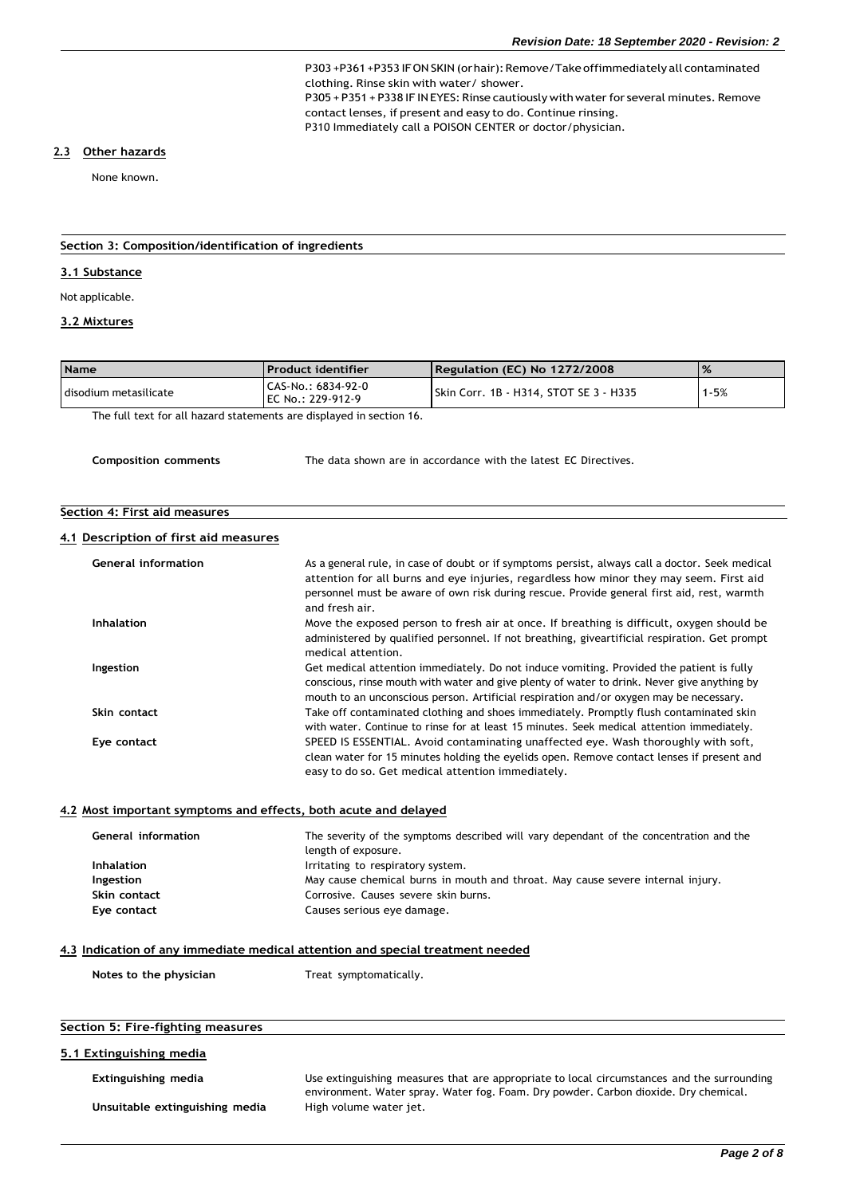P303+P361+P353 IF ON SKIN (or hair): Remove/Take off immediately all contaminated clothing. Rinse skin with water/ shower.
P305+P351+P338 IF IN EYES: Rinse cautiously with water for several minutes. Remove contact lenses, if present and easy to do. Continue rinsing.
P310 Immediately call a POISON CENTER or doctor/physician.

### 2.3 Other hazards

None known.

## Section 3: Composition/identification of ingredients

### 3.1 Substance

Not applicable.

### 3.2 Mixtures

| Name | Product identifier | Regulation (EC) No 1272/2008 | % |
|---|---|---|---|
| disodium metasilicate | CAS-No.: 6834-92-0<br>EC No.: 229-912-9 | Skin Corr. 1B - H314, STOT SE 3 - H335 | 1-5% |

The full text for all hazard statements are displayed in section 16.

**Composition comments** The data shown are in accordance with the latest EC Directives.

## Section 4: First aid measures

### 4.1 Description of first aid measures

**General information** As a general rule, in case of doubt or if symptoms persist, always call a doctor. Seek medical attention for all burns and eye injuries, regardless how minor they may seem. First aid personnel must be aware of own risk during rescue. Provide general first aid, rest, warmth and fresh air.

**Inhalation** Move the exposed person to fresh air at once. If breathing is difficult, oxygen should be administered by qualified personnel. If not breathing, giveartificial respiration. Get prompt medical attention.

**Ingestion** Get medical attention immediately. Do not induce vomiting. Provided the patient is fully conscious, rinse mouth with water and give plenty of water to drink. Never give anything by mouth to an unconscious person. Artificial respiration and/or oxygen may be necessary.

**Skin contact** Take off contaminated clothing and shoes immediately. Promptly flush contaminated skin with water. Continue to rinse for at least 15 minutes. Seek medical attention immediately.

**Eye contact** SPEED IS ESSENTIAL. Avoid contaminating unaffected eye. Wash thoroughly with soft, clean water for 15 minutes holding the eyelids open. Remove contact lenses if present and easy to do so. Get medical attention immediately.

### 4.2 Most important symptoms and effects, both acute and delayed

**General information** The severity of the symptoms described will vary dependant of the concentration and the length of exposure.

**Inhalation** Irritating to respiratory system.

**Ingestion** May cause chemical burns in mouth and throat. May cause severe internal injury.

**Skin contact** Corrosive. Causes severe skin burns.

**Eye contact** Causes serious eye damage.

### 4.3 Indication of any immediate medical attention and special treatment needed

**Notes to the physician** Treat symptomatically.

## Section 5: Fire-fighting measures

### 5.1 Extinguishing media

**Extinguishing media** Use extinguishing measures that are appropriate to local circumstances and the surrounding environment. Water spray. Water fog. Foam. Dry powder. Carbon dioxide. Dry chemical.

**Unsuitable extinguishing media** High volume water jet.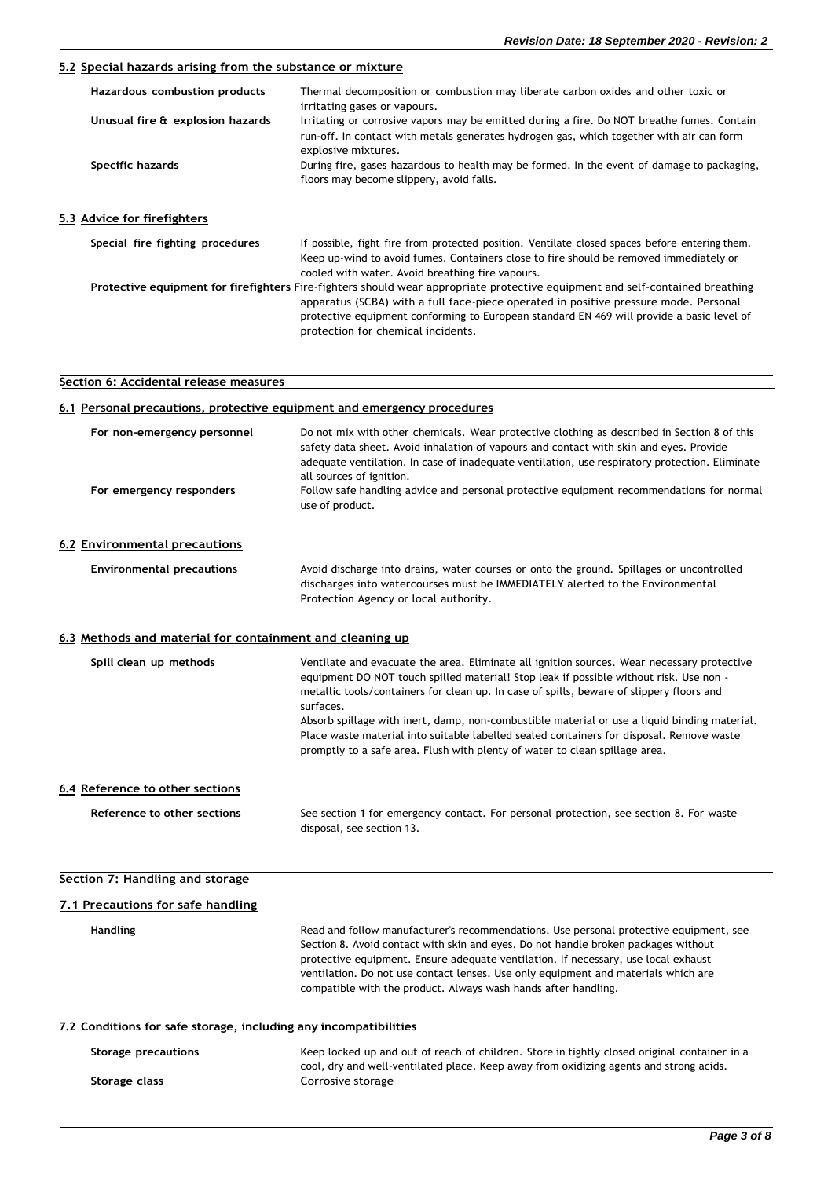### 5.2 Special hazards arising from the substance or mixture

| | |
|---|---|
| **Hazardous combustion products** | Thermal decomposition or combustion may liberate carbon oxides and other toxic or irritating gases or vapours. |
| **Unusual fire & explosion hazards** | Irritating or corrosive vapors may be emitted during a fire. Do NOT breathe fumes. Contain run-off. In contact with metals generates hydrogen gas, which together with air can form explosive mixtures. |
| **Specific hazards** | During fire, gases hazardous to health may be formed. In the event of damage to packaging, floors may become slippery, avoid falls. |

### 5.3 Advice for firefighters

| | |
|---|---|
| **Special fire fighting procedures** | If possible, fight fire from protected position. Ventilate closed spaces before entering them. Keep up-wind to avoid fumes. Containers close to fire should be removed immediately or cooled with water. Avoid breathing fire vapours. |
| **Protective equipment for firefighters** | Fire-fighters should wear appropriate protective equipment and self-contained breathing apparatus (SCBA) with a full face-piece operated in positive pressure mode. Personal protective equipment conforming to European standard EN 469 will provide a basic level of protection for chemical incidents. |

## Section 6: Accidental release measures

### 6.1 Personal precautions, protective equipment and emergency procedures

| | |
|---|---|
| **For non-emergency personnel** | Do not mix with other chemicals. Wear protective clothing as described in Section 8 of this safety data sheet. Avoid inhalation of vapours and contact with skin and eyes. Provide adequate ventilation. In case of inadequate ventilation, use respiratory protection. Eliminate all sources of ignition. |
| **For emergency responders** | Follow safe handling advice and personal protective equipment recommendations for normal use of product. |

### 6.2 Environmental precautions

| | |
|---|---|
| **Environmental precautions** | Avoid discharge into drains, water courses or onto the ground. Spillages or uncontrolled discharges into watercourses must be IMMEDIATELY alerted to the Environmental Protection Agency or local authority. |

### 6.3 Methods and material for containment and cleaning up

| | |
|---|---|
| **Spill clean up methods** | Ventilate and evacuate the area. Eliminate all ignition sources. Wear necessary protective equipment DO NOT touch spilled material! Stop leak if possible without risk. Use non - metallic tools/containers for clean up. In case of spills, beware of slippery floors and surfaces.<br>Absorb spillage with inert, damp, non-combustible material or use a liquid binding material. Place waste material into suitable labelled sealed containers for disposal. Remove waste promptly to a safe area. Flush with plenty of water to clean spillage area. |

### 6.4 Reference to other sections

| | |
|---|---|
| **Reference to other sections** | See section 1 for emergency contact. For personal protection, see section 8. For waste disposal, see section 13. |

## Section 7: Handling and storage

### 7.1 Precautions for safe handling

| | |
|---|---|
| **Handling** | Read and follow manufacturer's recommendations. Use personal protective equipment, see Section 8. Avoid contact with skin and eyes. Do not handle broken packages without protective equipment. Ensure adequate ventilation. If necessary, use local exhaust ventilation. Do not use contact lenses. Use only equipment and materials which are compatible with the product. Always wash hands after handling. |

### 7.2 Conditions for safe storage, including any incompatibilities

| | |
|---|---|
| **Storage precautions** | Keep locked up and out of reach of children. Store in tightly closed original container in a cool, dry and well-ventilated place. Keep away from oxidizing agents and strong acids. |
| **Storage class** | Corrosive storage |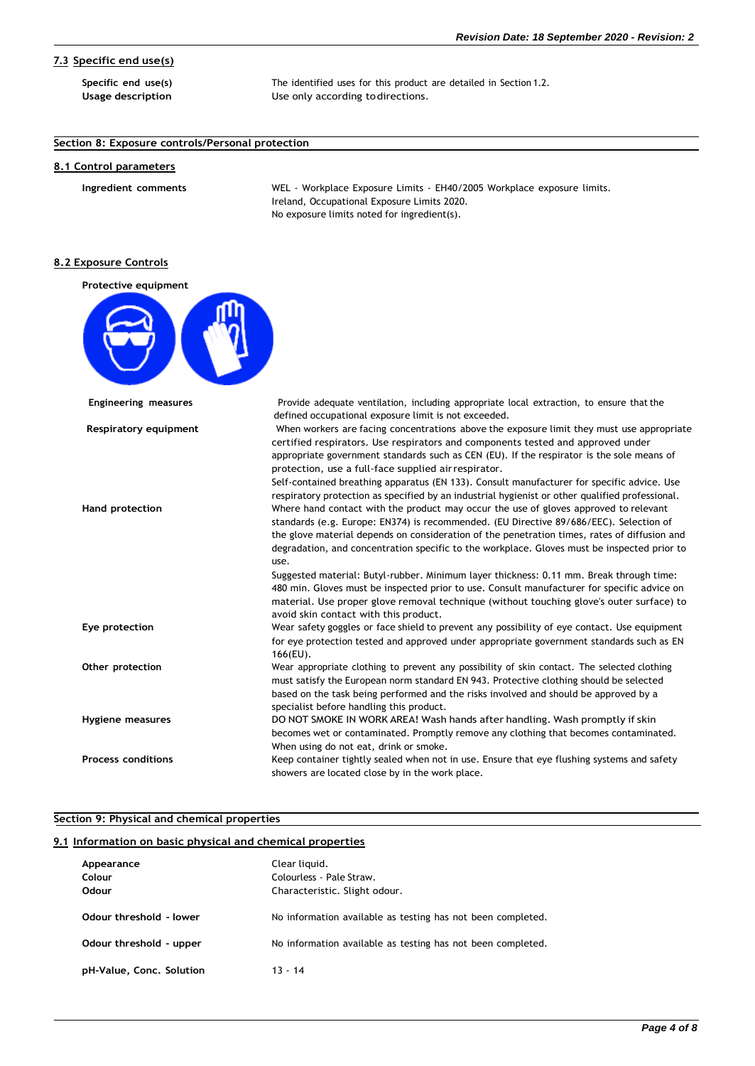### 7.3 Specific end use(s)

| | |
|---|---|
| **Specific end use(s)** | The identified uses for this product are detailed in Section 1.2. |
| **Usage description** | Use only according to directions. |

## Section 8: Exposure controls/Personal protection

### 8.1 Control parameters

**Ingredient comments**

WEL - Workplace Exposure Limits - EH40/2005 Workplace exposure limits.
Ireland, Occupational Exposure Limits 2020.
No exposure limits noted for ingredient(s).

### 8.2 Exposure Controls

**Protective equipment**

| | |
|---|---|
| **Engineering measures** | Provide adequate ventilation, including appropriate local extraction, to ensure that the defined occupational exposure limit is not exceeded. |
| **Respiratory equipment** | When workers are facing concentrations above the exposure limit they must use appropriate certified respirators. Use respirators and components tested and approved under appropriate government standards such as CEN (EU). If the respirator is the sole means of protection, use a full-face supplied air respirator. Self-contained breathing apparatus (EN 133). Consult manufacturer for specific advice. Use respiratory protection as specified by an industrial hygienist or other qualified professional. |
| **Hand protection** | Where hand contact with the product may occur the use of gloves approved to relevant standards (e.g. Europe: EN374) is recommended. (EU Directive 89/686/EEC). Selection of the glove material depends on consideration of the penetration times, rates of diffusion and degradation, and concentration specific to the workplace. Gloves must be inspected prior to use. Suggested material: Butyl-rubber. Minimum layer thickness: 0.11 mm. Break through time: 480 min. Gloves must be inspected prior to use. Consult manufacturer for specific advice on material. Use proper glove removal technique (without touching glove's outer surface) to avoid skin contact with this product. |
| **Eye protection** | Wear safety goggles or face shield to prevent any possibility of eye contact. Use equipment for eye protection tested and approved under appropriate government standards such as EN 166(EU). |
| **Other protection** | Wear appropriate clothing to prevent any possibility of skin contact. The selected clothing must satisfy the European norm standard EN 943. Protective clothing should be selected based on the task being performed and the risks involved and should be approved by a specialist before handling this product. |
| **Hygiene measures** | DO NOT SMOKE IN WORK AREA! Wash hands after handling. Wash promptly if skin becomes wet or contaminated. Promptly remove any clothing that becomes contaminated. When using do not eat, drink or smoke. |
| **Process conditions** | Keep container tightly sealed when not in use. Ensure that eye flushing systems and safety showers are located close by in the work place. |

## Section 9: Physical and chemical properties

### 9.1 Information on basic physical and chemical properties

| | |
|---|---|
| **Appearance** | Clear liquid. |
| **Colour** | Colourless - Pale Straw. |
| **Odour** | Characteristic. Slight odour. |
| **Odour threshold - lower** | No information available as testing has not been completed. |
| **Odour threshold - upper** | No information available as testing has not been completed. |
| **pH-Value, Conc. Solution** | 13 - 14 |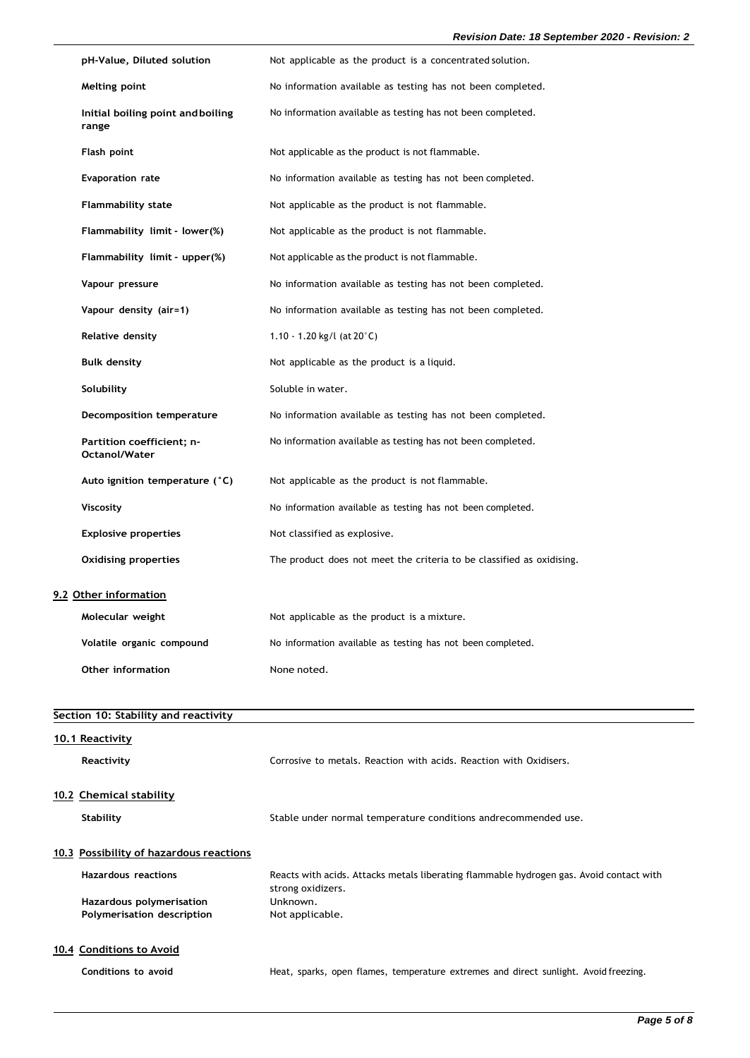| | |
|---|---|
| **pH-Value, Diluted solution** | Not applicable as the product is a concentrated solution. |
| **Melting point** | No information available as testing has not been completed. |
| **Initial boiling point and boiling range** | No information available as testing has not been completed. |
| **Flash point** | Not applicable as the product is not flammable. |
| **Evaporation rate** | No information available as testing has not been completed. |
| **Flammability state** | Not applicable as the product is not flammable. |
| **Flammability limit - lower(%)** | Not applicable as the product is not flammable. |
| **Flammability limit - upper(%)** | Not applicable as the product is not flammable. |
| **Vapour pressure** | No information available as testing has not been completed. |
| **Vapour density (air=1)** | No information available as testing has not been completed. |
| **Relative density** | 1.10 - 1.20 kg/l (at 20°C) |
| **Bulk density** | Not applicable as the product is a liquid. |
| **Solubility** | Soluble in water. |
| **Decomposition temperature** | No information available as testing has not been completed. |
| **Partition coefficient; n-Octanol/Water** | No information available as testing has not been completed. |
| **Auto ignition temperature (°C)** | Not applicable as the product is not flammable. |
| **Viscosity** | No information available as testing has not been completed. |
| **Explosive properties** | Not classified as explosive. |
| **Oxidising properties** | The product does not meet the criteria to be classified as oxidising. |

### 9.2 Other information

| | |
|---|---|
| **Molecular weight** | Not applicable as the product is a mixture. |
| **Volatile organic compound** | No information available as testing has not been completed. |
| **Other information** | None noted. |

## Section 10: Stability and reactivity

### 10.1 Reactivity

| | |
|---|---|
| **Reactivity** | Corrosive to metals. Reaction with acids. Reaction with Oxidisers. |

### 10.2 Chemical stability

| | |
|---|---|
| **Stability** | Stable under normal temperature conditions andrecommended use. |

### 10.3 Possibility of hazardous reactions

| | |
|---|---|
| **Hazardous reactions** | Reacts with acids. Attacks metals liberating flammable hydrogen gas. Avoid contact with strong oxidizers. |
| **Hazardous polymerisation** | Unknown. |
| **Polymerisation description** | Not applicable. |

### 10.4 Conditions to Avoid

| | |
|---|---|
| **Conditions to avoid** | Heat, sparks, open flames, temperature extremes and direct sunlight. Avoid freezing. |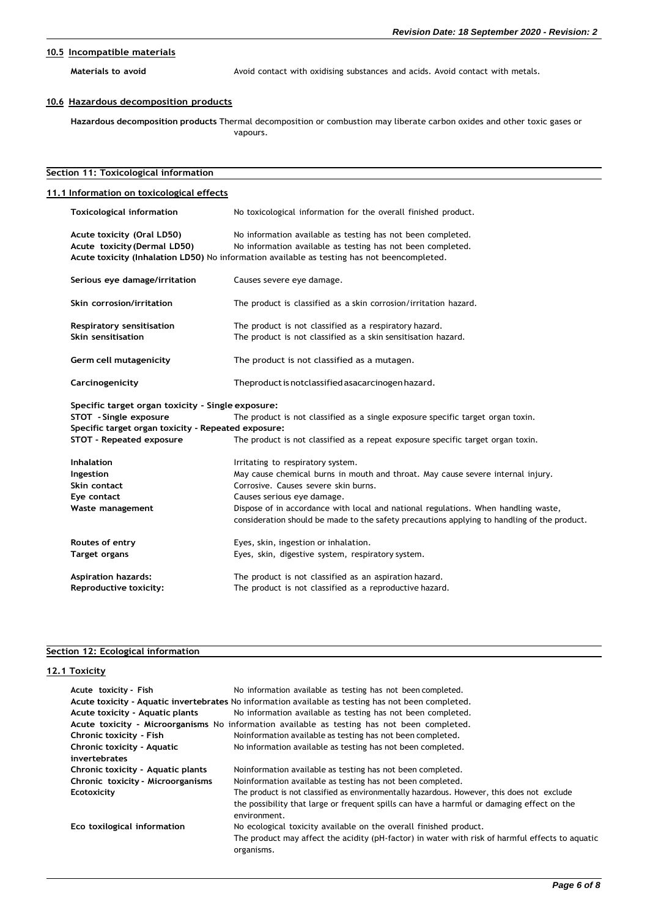### 10.5 Incompatible materials

**Materials to avoid** Avoid contact with oxidising substances and acids. Avoid contact with metals.

### 10.6 Hazardous decomposition products

**Hazardous decomposition products** Thermal decomposition or combustion may liberate carbon oxides and other toxic gases or vapours.

## Section 11: Toxicological information

### 11.1 Information on toxicological effects

**Toxicological information** No toxicological information for the overall finished product.

**Acute toxicity (Oral LD50)** No information available as testing has not been completed.
**Acute toxicity (Dermal LD50)** No information available as testing has not been completed.
**Acute toxicity (Inhalation LD50)** No information available as testing has not beencompleted.

**Serious eye damage/irritation** Causes severe eye damage.

**Skin corrosion/irritation** The product is classified as a skin corrosion/irritation hazard.

**Respiratory sensitisation** The product is not classified as a respiratory hazard.
**Skin sensitisation** The product is not classified as a skin sensitisation hazard.

**Germ cell mutagenicity** The product is not classified as a mutagen.

**Carcinogenicity** Theproduct is notclassified asacarcinogen hazard.

**Specific target organ toxicity - Single exposure:**
**STOT - Single exposure** The product is not classified as a single exposure specific target organ toxin.
**Specific target organ toxicity - Repeated exposure:**
**STOT - Repeated exposure** The product is not classified as a repeat exposure specific target organ toxin.

**Inhalation** Irritating to respiratory system.
**Ingestion** May cause chemical burns in mouth and throat. May cause severe internal injury.
**Skin contact** Corrosive. Causes severe skin burns.
**Eye contact** Causes serious eye damage.
**Waste management** Dispose of in accordance with local and national regulations. When handling waste, consideration should be made to the safety precautions applying to handling of the product.

**Routes of entry** Eyes, skin, ingestion or inhalation.
**Target organs** Eyes, skin, digestive system, respiratory system.

**Aspiration hazards:** The product is not classified as an aspiration hazard.
**Reproductive toxicity:** The product is not classified as a reproductive hazard.

## Section 12: Ecological information

### 12.1 Toxicity

**Acute toxicity - Fish** No information available as testing has not been completed.
**Acute toxicity - Aquatic invertebrates** No information available as testing has not been completed.
**Acute toxicity - Aquatic plants** No information available as testing has not been completed.
**Acute toxicity - Microorganisms** No information available as testing has not been completed.
**Chronic toxicity - Fish** Noinformation available as testing has not been completed.
**Chronic toxicity - Aquatic invertebrates** No information available as testing has not been completed.
**Chronic toxicity - Aquatic plants** Noinformation available as testing has not been completed.
**Chronic toxicity - Microorganisms** Noinformation available as testing has not been completed.
**Ecotoxicity** The product is not classified as environmentally hazardous. However, this does not exclude the possibility that large or frequent spills can have a harmful or damaging effect on the environment.
**Eco toxilogical information** No ecological toxicity available on the overall finished product.
The product may affect the acidity (pH-factor) in water with risk of harmful effects to aquatic organisms.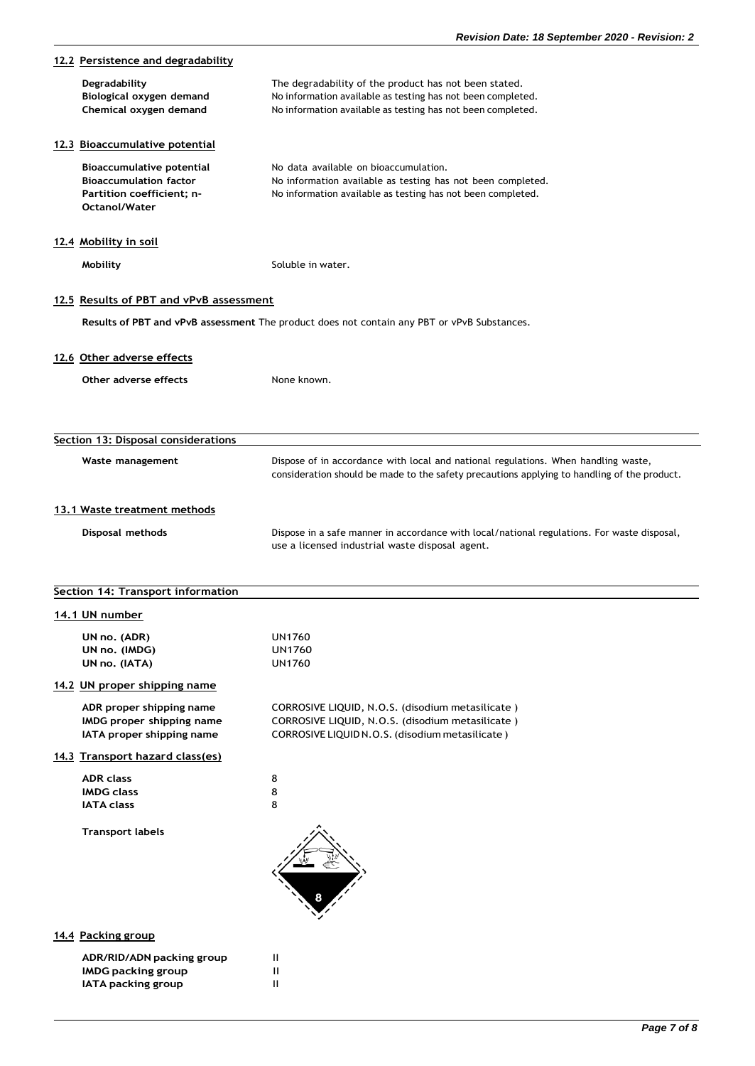### 12.2 Persistence and degradability

| | |
|---|---|
| **Degradability** | The degradability of the product has not been stated. |
| **Biological oxygen demand** | No information available as testing has not been completed. |
| **Chemical oxygen demand** | No information available as testing has not been completed. |

### 12.3 Bioaccumulative potential

| | |
|---|---|
| **Bioaccumulative potential** | No data available on bioaccumulation. |
| **Bioaccumulation factor** | No information available as testing has not been completed. |
| **Partition coefficient; n-Octanol/Water** | No information available as testing has not been completed. |

### 12.4 Mobility in soil

| | |
|---|---|
| **Mobility** | Soluble in water. |

### 12.5 Results of PBT and vPvB assessment

**Results of PBT and vPvB assessment** The product does not contain any PBT or vPvB Substances.

### 12.6 Other adverse effects

| | |
|---|---|
| **Other adverse effects** | None known. |

## Section 13: Disposal considerations

| | |
|---|---|
| **Waste management** | Dispose of in accordance with local and national regulations. When handling waste, consideration should be made to the safety precautions applying to handling of the product. |

### 13.1 Waste treatment methods

| | |
|---|---|
| **Disposal methods** | Dispose in a safe manner in accordance with local/national regulations. For waste disposal, use a licensed industrial waste disposal agent. |

## Section 14: Transport information

### 14.1 UN number

| | |
|---|---|
| **UN no. (ADR)** | UN1760 |
| **UN no. (IMDG)** | UN1760 |
| **UN no. (IATA)** | UN1760 |

### 14.2 UN proper shipping name

| | |
|---|---|
| **ADR proper shipping name** | CORROSIVE LIQUID, N.O.S. (disodium metasilicate ) |
| **IMDG proper shipping name** | CORROSIVE LIQUID, N.O.S. (disodium metasilicate ) |
| **IATA proper shipping name** | CORROSIVE LIQUID N.O.S. (disodium metasilicate ) |

### 14.3 Transport hazard class(es)

| | |
|---|---|
| **ADR class** | 8 |
| **IMDG class** | 8 |
| **IATA class** | 8 |

**Transport labels**

### 14.4 Packing group

| | |
|---|---|
| **ADR/RID/ADN packing group** | II |
| **IMDG packing group** | II |
| **IATA packing group** | II |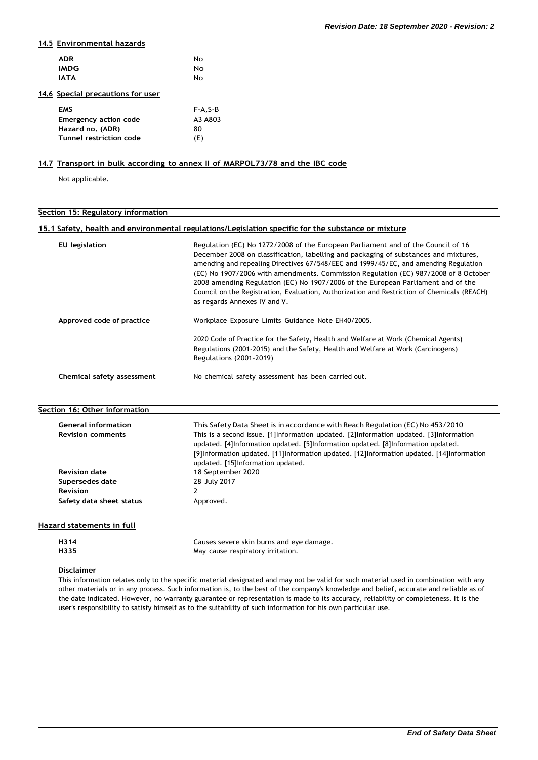### 14.5 Environmental hazards

| | |
|---|---|
| **ADR** | No |
| **IMDG** | No |
| **IATA** | No |

### 14.6 Special precautions for user

| | |
|---|---|
| **EMS** | F-A,S-B |
| **Emergency action code** | A3 A803 |
| **Hazard no. (ADR)** | 80 |
| **Tunnel restriction code** | (E) |

### 14.7 Transport in bulk according to annex II of MARPOL73/78 and the IBC code

Not applicable.

## Section 15: Regulatory information

### 15.1 Safety, health and environmental regulations/Legislation specific for the substance or mixture

**EU legislation**

Regulation (EC) No 1272/2008 of the European Parliament and of the Council of 16 December 2008 on classification, labelling and packaging of substances and mixtures, amending and repealing Directives 67/548/EEC and 1999/45/EC, and amending Regulation (EC) No 1907/2006 with amendments. Commission Regulation (EC) 987/2008 of 8 October 2008 amending Regulation (EC) No 1907/2006 of the European Parliament and of the Council on the Registration, Evaluation, Authorization and Restriction of Chemicals (REACH) as regards Annexes IV and V.

**Approved code of practice**

Workplace Exposure Limits Guidance Note EH40/2005.

2020 Code of Practice for the Safety, Health and Welfare at Work (Chemical Agents) Regulations (2001-2015) and the Safety, Health and Welfare at Work (Carcinogens) Regulations (2001-2019)

**Chemical safety assessment**

No chemical safety assessment has been carried out.

## Section 16: Other information

| | |
|---|---|
| **General information** | This Safety Data Sheet is in accordance with Reach Regulation (EC) No 453/2010 |
| **Revision comments** | This is a second issue. [1]Information updated. [2]Information updated. [3]Information updated. [4]Information updated. [5]Information updated. [8]Information updated. [9]Information updated. [11]Information updated. [12]Information updated. [14]Information updated. [15]Information updated. |
| **Revision date** | 18 September 2020 |
| **Supersedes date** | 28 July 2017 |
| **Revision** | 2 |
| **Safety data sheet status** | Approved. |

### Hazard statements in full

| | |
|---|---|
| **H314** | Causes severe skin burns and eye damage. |
| **H335** | May cause respiratory irritation. |

**Disclaimer**

This information relates only to the specific material designated and may not be valid for such material used in combination with any other materials or in any process. Such information is, to the best of the company's knowledge and belief, accurate and reliable as of the date indicated. However, no warranty guarantee or representation is made to its accuracy, reliability or completeness. It is the user's responsibility to satisfy himself as to the suitability of such information for his own particular use.

***End of Safety Data Sheet***